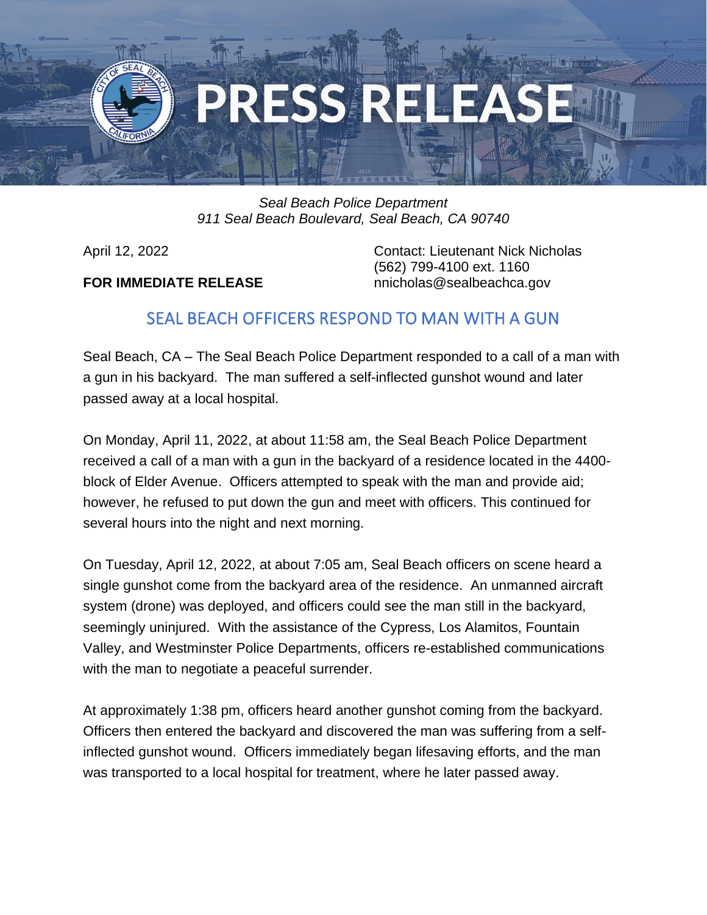# PRESS RELEASE

*Seal Beach Police Department*
*911 Seal Beach Boulevard, Seal Beach, CA 90740*

April 12, 2022

**FOR IMMEDIATE RELEASE**

Contact: Lieutenant Nick Nicholas
(562) 799-4100 ext. 1160
nnicholas@sealbeachca.gov

## SEAL BEACH OFFICERS RESPOND TO MAN WITH A GUN

Seal Beach, CA – The Seal Beach Police Department responded to a call of a man with a gun in his backyard. The man suffered a self-inflected gunshot wound and later passed away at a local hospital.

On Monday, April 11, 2022, at about 11:58 am, the Seal Beach Police Department received a call of a man with a gun in the backyard of a residence located in the 4400-block of Elder Avenue. Officers attempted to speak with the man and provide aid; however, he refused to put down the gun and meet with officers. This continued for several hours into the night and next morning.

On Tuesday, April 12, 2022, at about 7:05 am, Seal Beach officers on scene heard a single gunshot come from the backyard area of the residence. An unmanned aircraft system (drone) was deployed, and officers could see the man still in the backyard, seemingly uninjured. With the assistance of the Cypress, Los Alamitos, Fountain Valley, and Westminster Police Departments, officers re-established communications with the man to negotiate a peaceful surrender.

At approximately 1:38 pm, officers heard another gunshot coming from the backyard. Officers then entered the backyard and discovered the man was suffering from a self-inflected gunshot wound. Officers immediately began lifesaving efforts, and the man was transported to a local hospital for treatment, where he later passed away.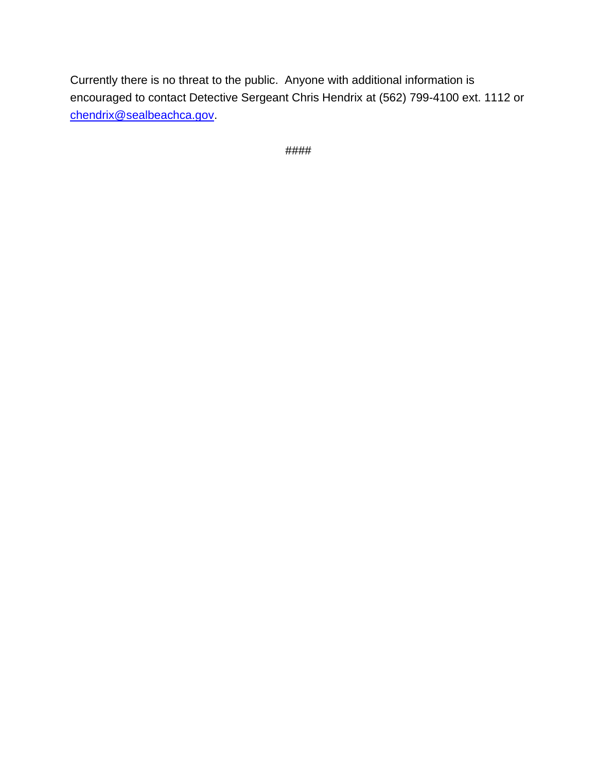Currently there is no threat to the public. Anyone with additional information is encouraged to contact Detective Sergeant Chris Hendrix at (562) 799-4100 ext. 1112 or chendrix@sealbeachca.gov.

####